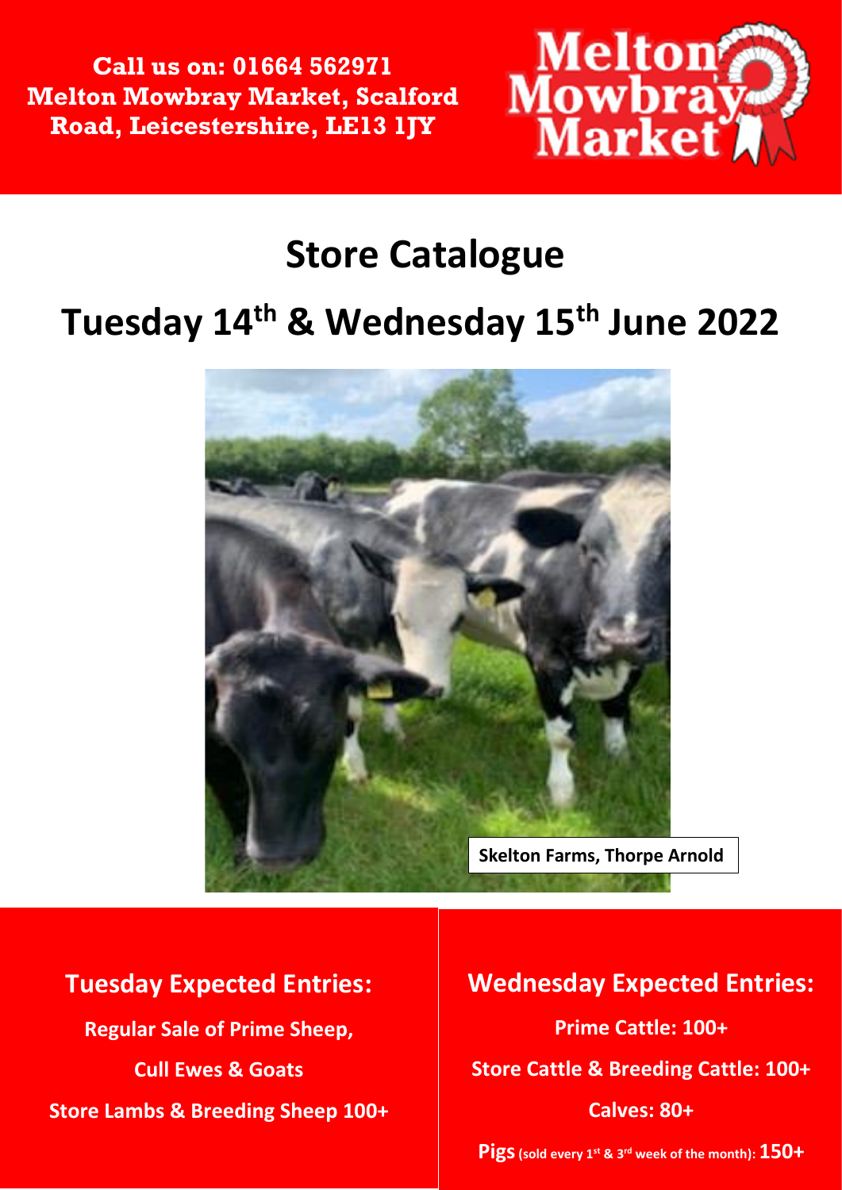**Call us on: 01664 562971**
**Melton Mowbray Market, Scalford Road, Leicestershire, LE13 1JY**

Melton Mowbray Market

# Store Catalogue

# Tuesday 14th & Wednesday 15th June 2022

Skelton Farms, Thorpe Arnold

## Tuesday Expected Entries:

**Regular Sale of Prime Sheep,**

**Cull Ewes & Goats**

**Store Lambs & Breeding Sheep 100+**

## Wednesday Expected Entries:

**Prime Cattle: 100+**

**Store Cattle & Breeding Cattle: 100+**

**Calves: 80+**

**Pigs (sold every 1st & 3rd week of the month): 150+**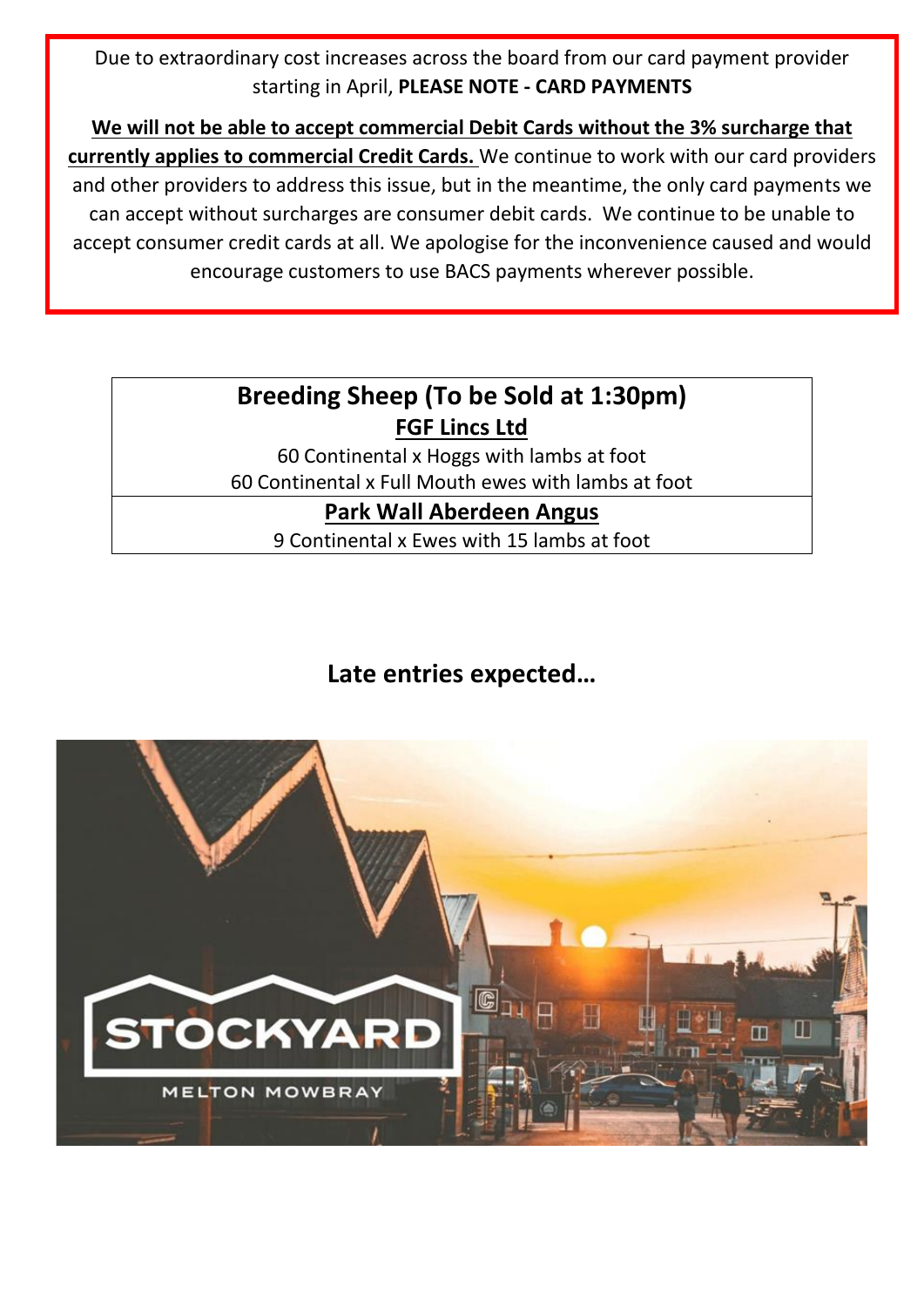Due to extraordinary cost increases across the board from our card payment provider starting in April, **PLEASE NOTE - CARD PAYMENTS**

**We will not be able to accept commercial Debit Cards without the 3% surcharge that currently applies to commercial Credit Cards.** We continue to work with our card providers and other providers to address this issue, but in the meantime, the only card payments we can accept without surcharges are consumer debit cards. We continue to be unable to accept consumer credit cards at all. We apologise for the inconvenience caused and would encourage customers to use BACS payments wherever possible.

## Breeding Sheep (To be Sold at 1:30pm)

**FGF Lincs Ltd**

60 Continental x Hoggs with lambs at foot
60 Continental x Full Mouth ewes with lambs at foot

**Park Wall Aberdeen Angus**

9 Continental x Ewes with 15 lambs at foot

### Late entries expected…

STOCKYARD
MELTON MOWBRAY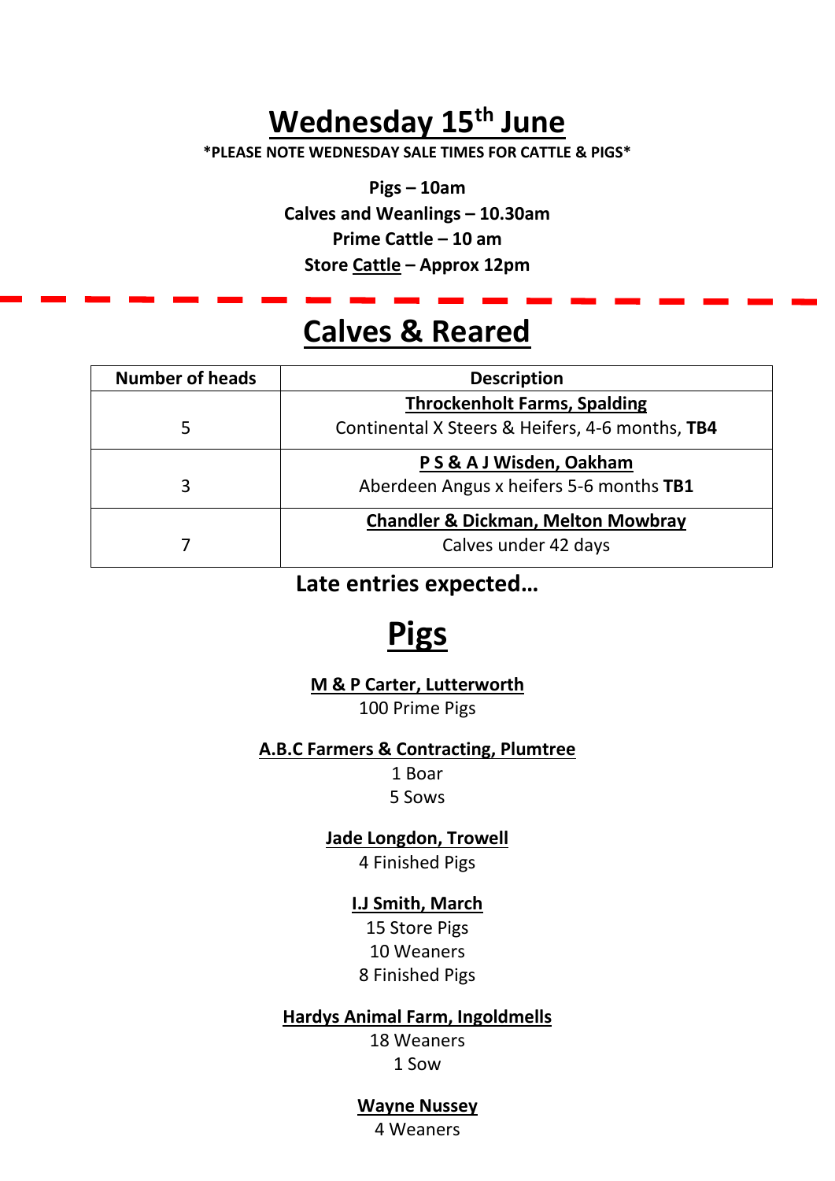# Wednesday 15th June

**\*PLEASE NOTE WEDNESDAY SALE TIMES FOR CATTLE & PIGS\***

**Pigs – 10am**
**Calves and Weanlings – 10.30am**
**Prime Cattle – 10 am**
**Store Cattle – Approx 12pm**

## Calves & Reared

| Number of heads | Description |
|---|---|
| 5 | **Throckenholt Farms, Spalding**<br>Continental X Steers & Heifers, 4-6 months, **TB4** |
| 3 | **P S & A J Wisden, Oakham**<br>Aberdeen Angus x heifers 5-6 months **TB1** |
| 7 | **Chandler & Dickman, Melton Mowbray**<br>Calves under 42 days |

**Late entries expected…**

## Pigs

**M & P Carter, Lutterworth**
100 Prime Pigs

**A.B.C Farmers & Contracting, Plumtree**
1 Boar
5 Sows

**Jade Longdon, Trowell**
4 Finished Pigs

**I.J Smith, March**
15 Store Pigs
10 Weaners
8 Finished Pigs

**Hardys Animal Farm, Ingoldmells**
18 Weaners
1 Sow

**Wayne Nussey**
4 Weaners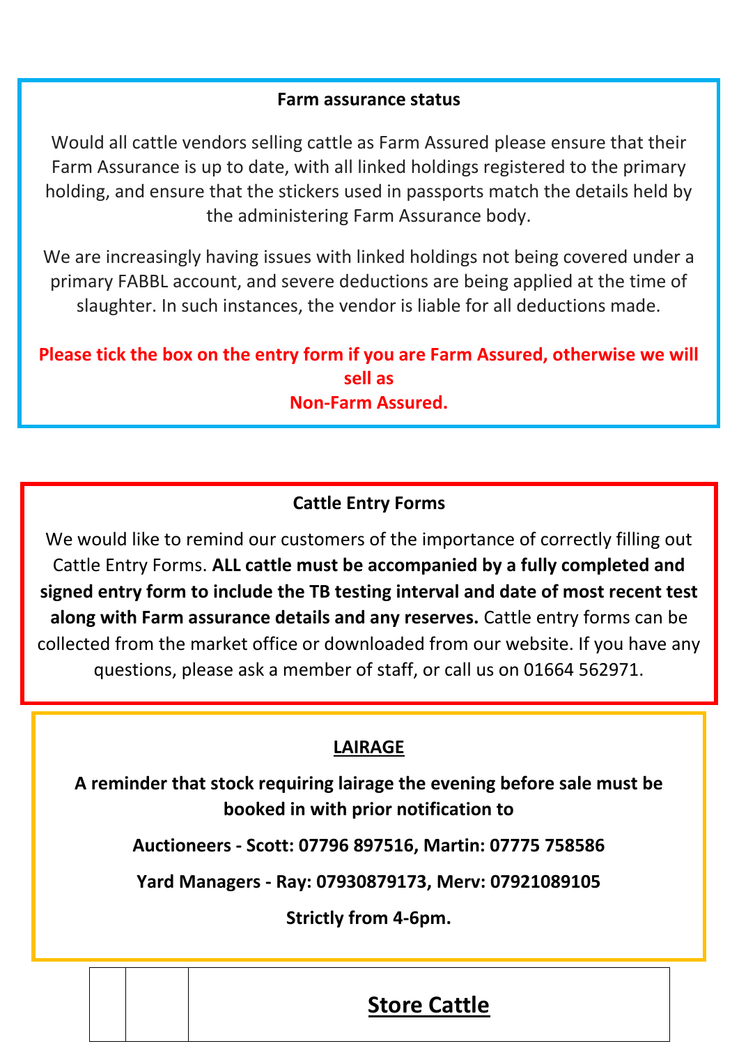## Farm assurance status

Would all cattle vendors selling cattle as Farm Assured please ensure that their Farm Assurance is up to date, with all linked holdings registered to the primary holding, and ensure that the stickers used in passports match the details held by the administering Farm Assurance body.

We are increasingly having issues with linked holdings not being covered under a primary FABBL account, and severe deductions are being applied at the time of slaughter. In such instances, the vendor is liable for all deductions made.

**Please tick the box on the entry form if you are Farm Assured, otherwise we will sell as Non-Farm Assured.**

## Cattle Entry Forms

We would like to remind our customers of the importance of correctly filling out Cattle Entry Forms. **ALL cattle must be accompanied by a fully completed and signed entry form to include the TB testing interval and date of most recent test along with Farm assurance details and any reserves.** Cattle entry forms can be collected from the market office or downloaded from our website. If you have any questions, please ask a member of staff, or call us on 01664 562971.

## LAIRAGE

**A reminder that stock requiring lairage the evening before sale must be booked in with prior notification to**

**Auctioneers - Scott: 07796 897516, Martin: 07775 758586**

**Yard Managers - Ray: 07930879173, Merv: 07921089105**

**Strictly from 4-6pm.**

| | | **Store Cattle** |
|---|---|---|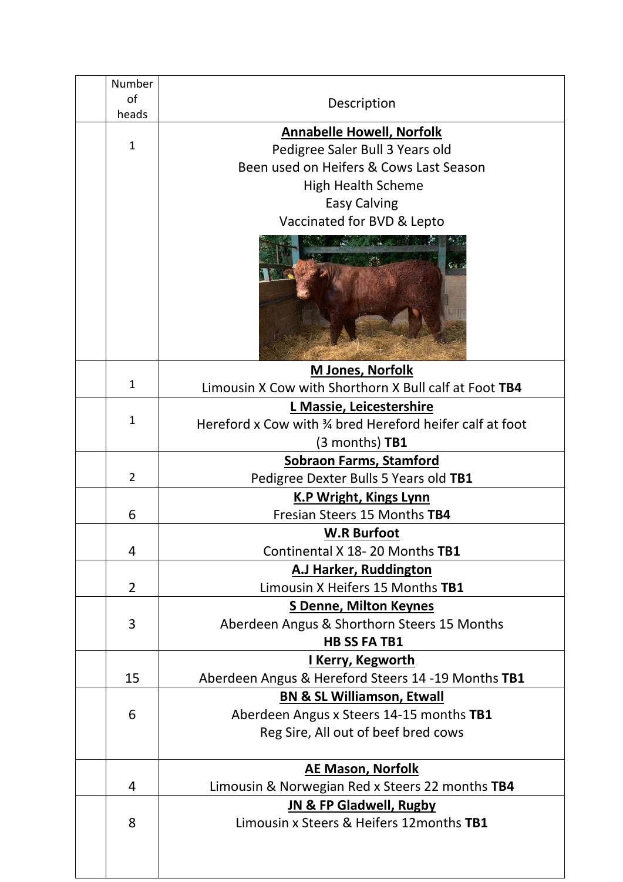|  | Number of heads | Description |
|---|---|---|
|  | 1 | **Annabelle Howell, Norfolk**<br>Pedigree Saler Bull 3 Years old<br>Been used on Heifers & Cows Last Season<br>High Health Scheme<br>Easy Calving<br>Vaccinated for BVD & Lepto |
|  | 1 | **M Jones, Norfolk**<br>Limousin X Cow with Shorthorn X Bull calf at Foot **TB4** |
|  | 1 | **L Massie, Leicestershire**<br>Hereford x Cow with ¾ bred Hereford heifer calf at foot (3 months) **TB1** |
|  | 2 | **Sobraon Farms, Stamford**<br>Pedigree Dexter Bulls 5 Years old **TB1** |
|  | 6 | **K.P Wright, Kings Lynn**<br>Fresian Steers 15 Months **TB4** |
|  | 4 | **W.R Burfoot**<br>Continental X 18- 20 Months **TB1** |
|  | 2 | **A.J Harker, Ruddington**<br>Limousin X Heifers 15 Months **TB1** |
|  | 3 | **S Denne, Milton Keynes**<br>Aberdeen Angus & Shorthorn Steers 15 Months<br>**HB SS FA TB1** |
|  | 15 | **I Kerry, Kegworth**<br>Aberdeen Angus & Hereford Steers 14 -19 Months **TB1** |
|  | 6 | **BN & SL Williamson, Etwall**<br>Aberdeen Angus x Steers 14-15 months **TB1**<br>Reg Sire, All out of beef bred cows |
|  | 4 | **AE Mason, Norfolk**<br>Limousin & Norwegian Red x Steers 22 months **TB4** |
|  | 8 | **JN & FP Gladwell, Rugby**<br>Limousin x Steers & Heifers 12months **TB1** |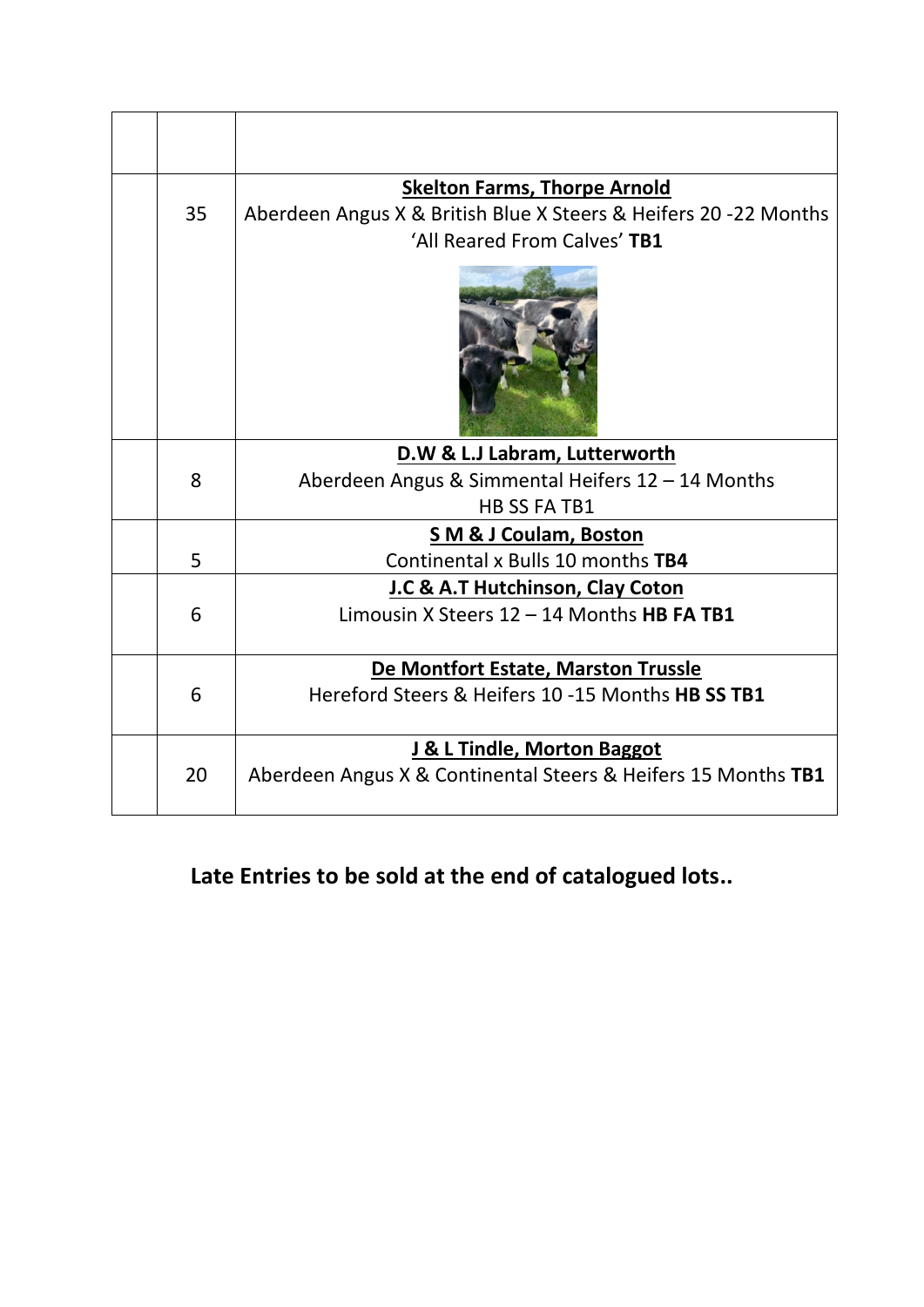| | | |
|---|---|---|
| | | |
| | 35 | **Skelton Farms, Thorpe Arnold**<br>Aberdeen Angus X & British Blue X Steers & Heifers 20 -22 Months<br>'All Reared From Calves' **TB1** |
| | 8 | **D.W & L.J Labram, Lutterworth**<br>Aberdeen Angus & Simmental Heifers 12 – 14 Months<br>HB SS FA TB1 |
| | 5 | **S M & J Coulam, Boston**<br>Continental x Bulls 10 months **TB4** |
| | 6 | **J.C & A.T Hutchinson, Clay Coton**<br>Limousin X Steers 12 – 14 Months **HB FA TB1** |
| | 6 | **De Montfort Estate, Marston Trussle**<br>Hereford Steers & Heifers 10 -15 Months **HB SS TB1** |
| | 20 | **J & L Tindle, Morton Baggot**<br>Aberdeen Angus X & Continental Steers & Heifers 15 Months **TB1** |

**Late Entries to be sold at the end of catalogued lots..**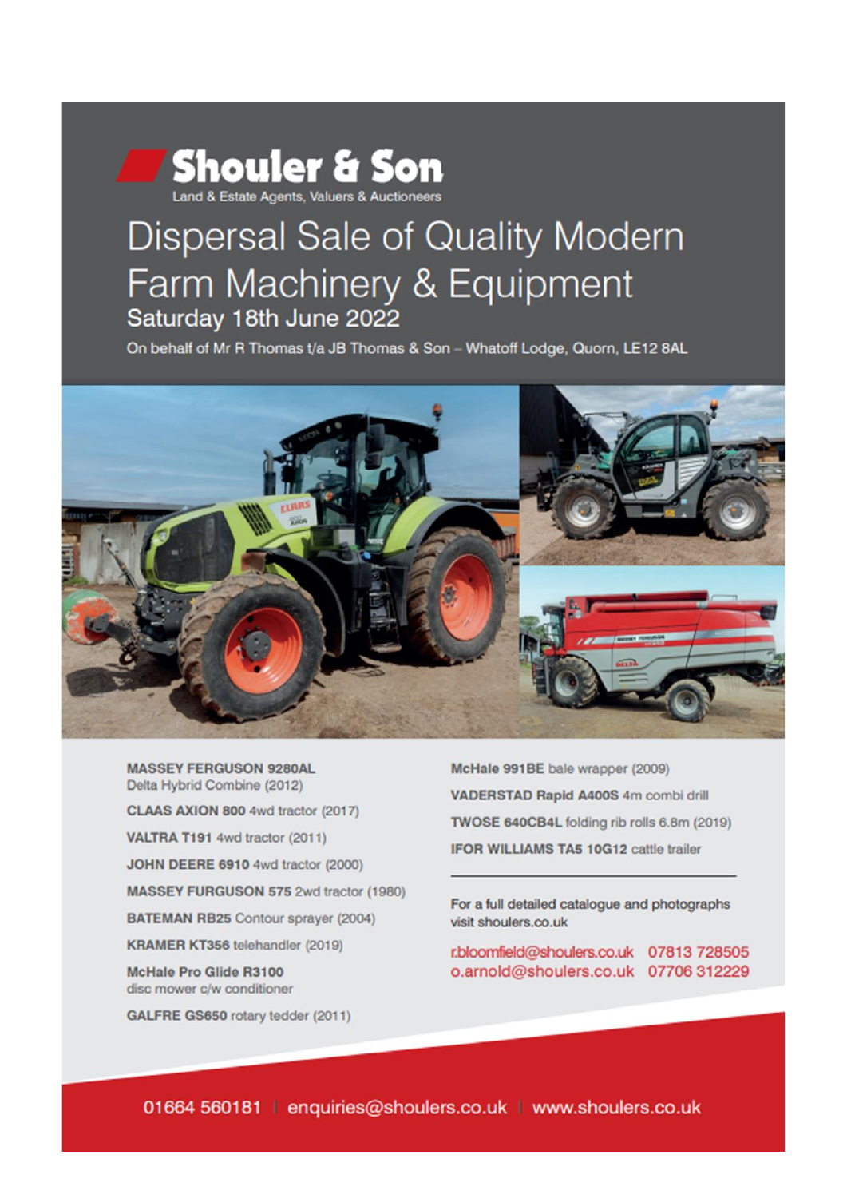# Shouler & Son

Land & Estate Agents, Valuers & Auctioneers

## Dispersal Sale of Quality Modern Farm Machinery & Equipment

### Saturday 18th June 2022

On behalf of Mr R Thomas t/a JB Thomas & Son – Whatoff Lodge, Quorn, LE12 8AL

**MASSEY FERGUSON 9280AL** Delta Hybrid Combine (2012)

**CLAAS AXION 800** 4wd tractor (2017)

**VALTRA T191** 4wd tractor (2011)

**JOHN DEERE 6910** 4wd tractor (2000)

**MASSEY FURGUSON 575** 2wd tractor (1980)

**BATEMAN RB25** Contour sprayer (2004)

**KRAMER KT356** telehandler (2019)

**McHale Pro Glide R3100** disc mower c/w conditioner

**GALFRE GS650** rotary tedder (2011)

**McHale 991BE** bale wrapper (2009)

**VADERSTAD Rapid A400S** 4m combi drill

**TWOSE 640CB4L** folding rib rolls 6.8m (2019)

**IFOR WILLIAMS TA5 10G12** cattle trailer

---

For a full detailed catalogue and photographs visit shoulers.co.uk

r.bloomfield@shoulers.co.uk 07813 728505
o.arnold@shoulers.co.uk 07706 312229

01664 560181 | enquiries@shoulers.co.uk | www.shoulers.co.uk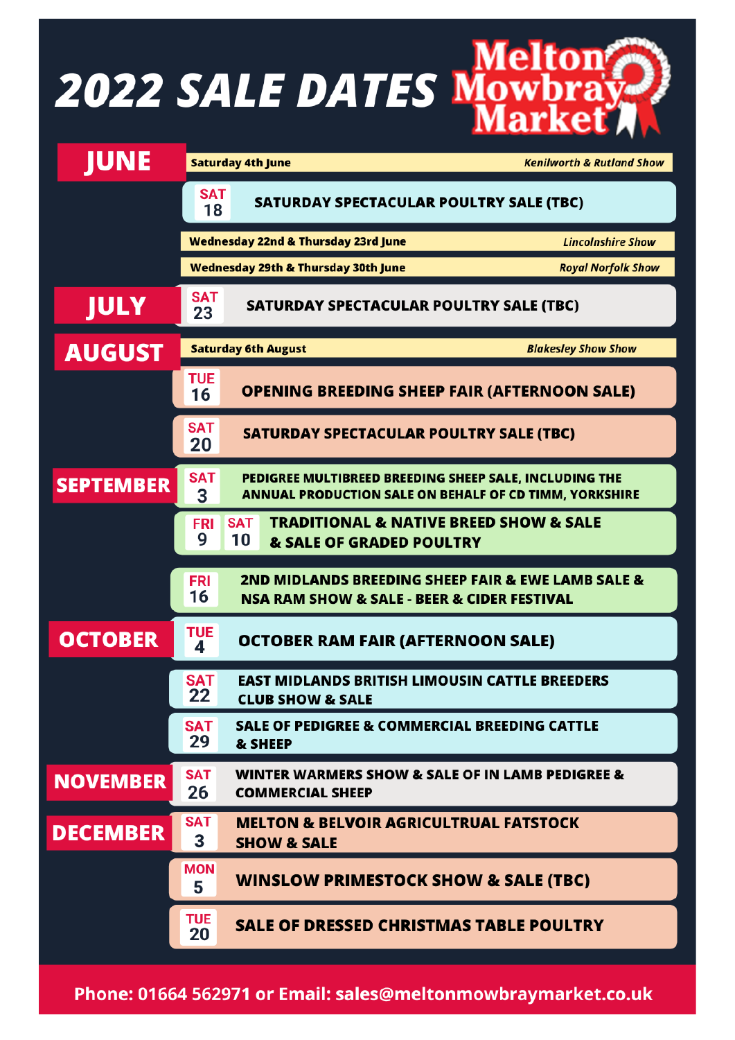# 2022 SALE DATES

**Melton Mowbray Market**

## JUNE

**Saturday 4th June** — *Kenilworth & Rutland Show*

**SAT 18** — **SATURDAY SPECTACULAR POULTRY SALE (TBC)**

**Wednesday 22nd & Thursday 23rd June** — *Lincolnshire Show*

**Wednesday 29th & Thursday 30th June** — *Royal Norfolk Show*

## JULY

**SAT 23** — **SATURDAY SPECTACULAR POULTRY SALE (TBC)**

## AUGUST

**Saturday 6th August** — *Blakesley Show Show*

**TUE 16** — **OPENING BREEDING SHEEP FAIR (AFTERNOON SALE)**

**SAT 20** — **SATURDAY SPECTACULAR POULTRY SALE (TBC)**

## SEPTEMBER

**SAT 3** — **PEDIGREE MULTIBREED BREEDING SHEEP SALE, INCLUDING THE ANNUAL PRODUCTION SALE ON BEHALF OF CD TIMM, YORKSHIRE**

**FRI 9 / SAT 10** — **TRADITIONAL & NATIVE BREED SHOW & SALE & SALE OF GRADED POULTRY**

**FRI 16** — **2ND MIDLANDS BREEDING SHEEP FAIR & EWE LAMB SALE & NSA RAM SHOW & SALE - BEER & CIDER FESTIVAL**

## OCTOBER

**TUE 4** — **OCTOBER RAM FAIR (AFTERNOON SALE)**

**SAT 22** — **EAST MIDLANDS BRITISH LIMOUSIN CATTLE BREEDERS CLUB SHOW & SALE**

**SAT 29** — **SALE OF PEDIGREE & COMMERCIAL BREEDING CATTLE & SHEEP**

## NOVEMBER

**SAT 26** — **WINTER WARMERS SHOW & SALE OF IN LAMB PEDIGREE & COMMERCIAL SHEEP**

## DECEMBER

**SAT 3** — **MELTON & BELVOIR AGRICULTRUAL FATSTOCK SHOW & SALE**

**MON 5** — **WINSLOW PRIMESTOCK SHOW & SALE (TBC)**

**TUE 20** — **SALE OF DRESSED CHRISTMAS TABLE POULTRY**

**Phone: 01664 562971 or Email: sales@meltonmowbraymarket.co.uk**